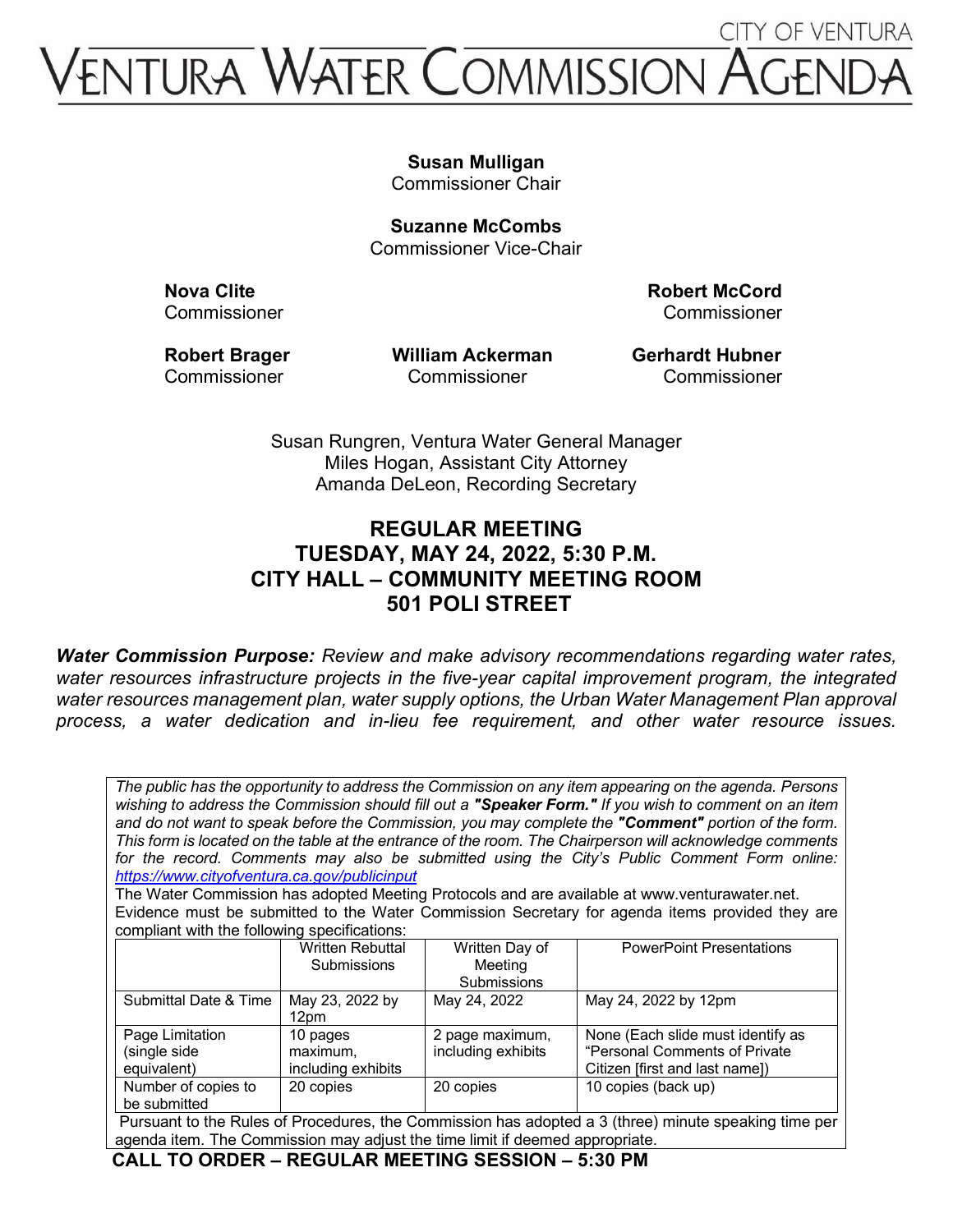CITY OF VENTURA

# VENTURA WATER COMMISSION AGENDA

**Susan Mulligan**
Commissioner Chair

**Suzanne McCombs**
Commissioner Vice-Chair

**Nova Clite**
Commissioner

**Robert McCord**
Commissioner

**Robert Brager**
Commissioner

**William Ackerman**
Commissioner

**Gerhardt Hubner**
Commissioner

Susan Rungren, Ventura Water General Manager
Miles Hogan, Assistant City Attorney
Amanda DeLeon, Recording Secretary

## REGULAR MEETING
## TUESDAY, MAY 24, 2022, 5:30 P.M.
## CITY HALL – COMMUNITY MEETING ROOM
## 501 POLI STREET

***Water Commission Purpose:*** *Review and make advisory recommendations regarding water rates, water resources infrastructure projects in the five-year capital improvement program, the integrated water resources management plan, water supply options, the Urban Water Management Plan approval process, a water dedication and in-lieu fee requirement, and other water resource issues.*

*The public has the opportunity to address the Commission on any item appearing on the agenda. Persons wishing to address the Commission should fill out a **"Speaker Form."** If you wish to comment on an item and do not want to speak before the Commission, you may complete the **"Comment"** portion of the form. This form is located on the table at the entrance of the room. The Chairperson will acknowledge comments for the record. Comments may also be submitted using the City's Public Comment Form online: [https://www.cityofventura.ca.gov/publicinput](https://www.cityofventura.ca.gov/publicinput)*

The Water Commission has adopted Meeting Protocols and are available at www.venturawater.net.
Evidence must be submitted to the Water Commission Secretary for agenda items provided they are compliant with the following specifications:

| | Written Rebuttal Submissions | Written Day of Meeting Submissions | PowerPoint Presentations |
|---|---|---|---|
| Submittal Date & Time | May 23, 2022 by 12pm | May 24, 2022 | May 24, 2022 by 12pm |
| Page Limitation (single side equivalent) | 10 pages maximum, including exhibits | 2 page maximum, including exhibits | None (Each slide must identify as "Personal Comments of Private Citizen [first and last name]) |
| Number of copies to be submitted | 20 copies | 20 copies | 10 copies (back up) |

Pursuant to the Rules of Procedures, the Commission has adopted a 3 (three) minute speaking time per agenda item. The Commission may adjust the time limit if deemed appropriate.

**CALL TO ORDER – REGULAR MEETING SESSION – 5:30 PM**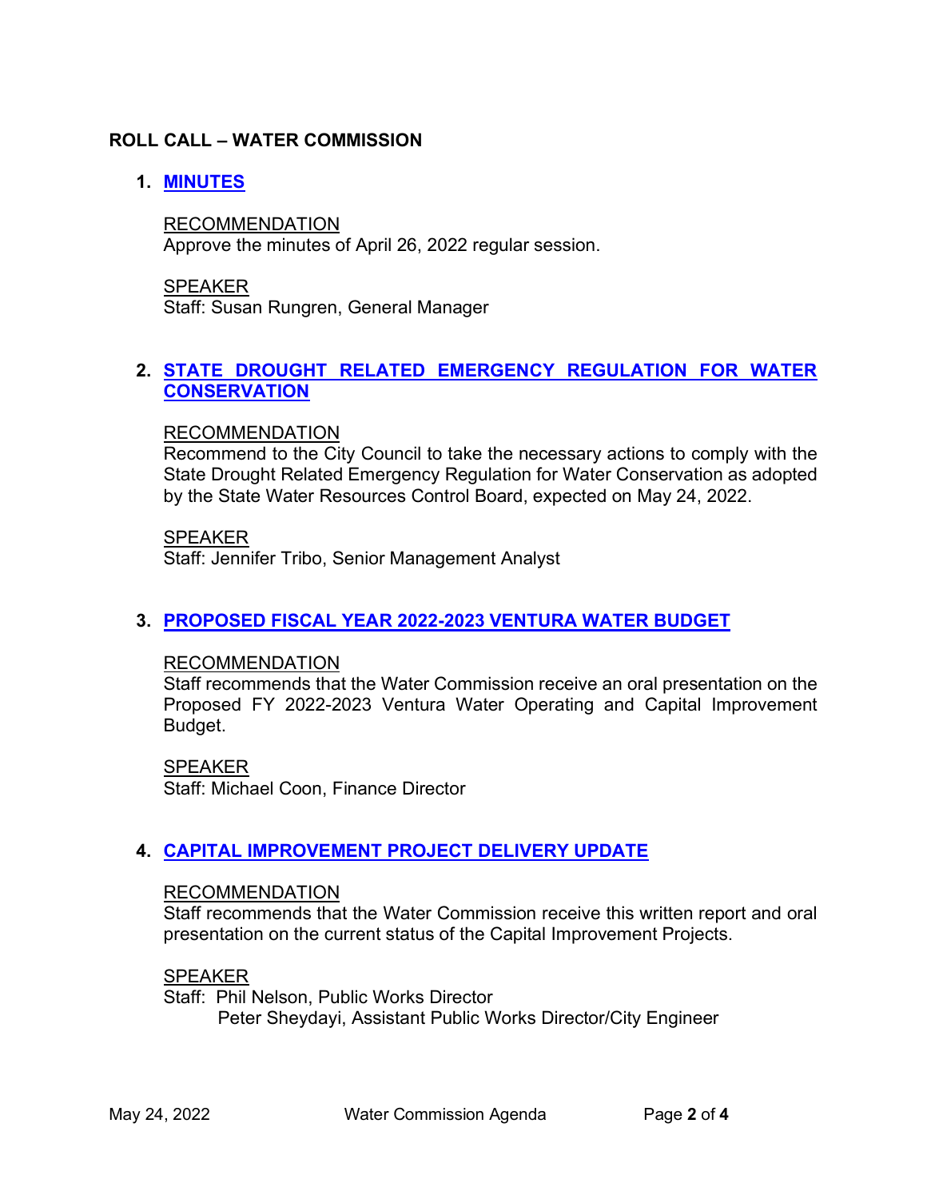## ROLL CALL – WATER COMMISSION

**1. MINUTES**

RECOMMENDATION
Approve the minutes of April 26, 2022 regular session.

SPEAKER
Staff: Susan Rungren, General Manager

**2. STATE DROUGHT RELATED EMERGENCY REGULATION FOR WATER CONSERVATION**

RECOMMENDATION
Recommend to the City Council to take the necessary actions to comply with the State Drought Related Emergency Regulation for Water Conservation as adopted by the State Water Resources Control Board, expected on May 24, 2022.

SPEAKER
Staff: Jennifer Tribo, Senior Management Analyst

**3. PROPOSED FISCAL YEAR 2022-2023 VENTURA WATER BUDGET**

RECOMMENDATION
Staff recommends that the Water Commission receive an oral presentation on the Proposed FY 2022-2023 Ventura Water Operating and Capital Improvement Budget.

SPEAKER
Staff: Michael Coon, Finance Director

**4. CAPITAL IMPROVEMENT PROJECT DELIVERY UPDATE**

RECOMMENDATION
Staff recommends that the Water Commission receive this written report and oral presentation on the current status of the Capital Improvement Projects.

SPEAKER
Staff: Phil Nelson, Public Works Director
Peter Sheydayi, Assistant Public Works Director/City Engineer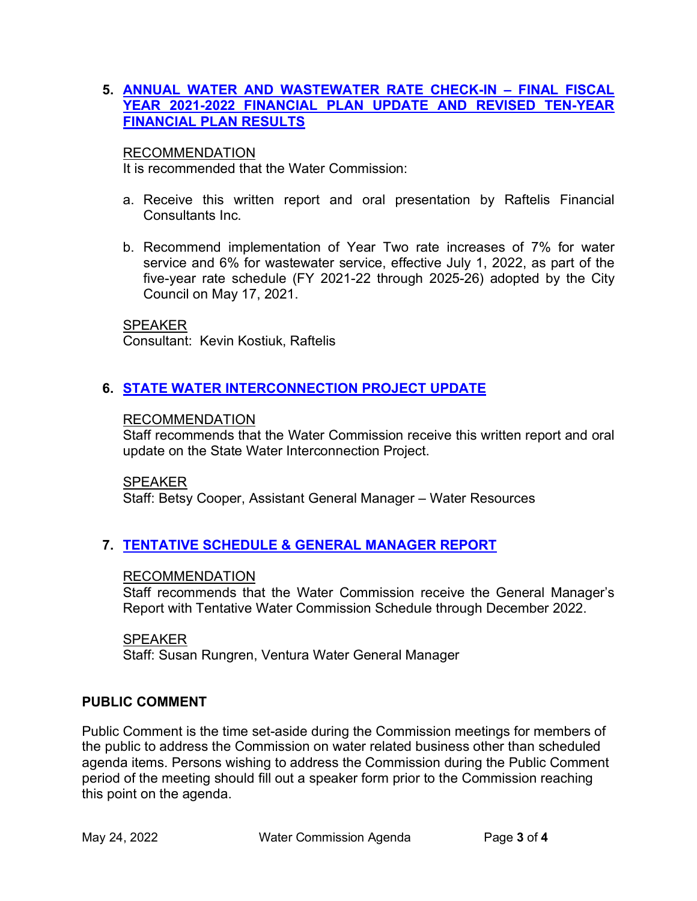**5. ANNUAL WATER AND WASTEWATER RATE CHECK-IN – FINAL FISCAL YEAR 2021-2022 FINANCIAL PLAN UPDATE AND REVISED TEN-YEAR FINANCIAL PLAN RESULTS**

RECOMMENDATION

It is recommended that the Water Commission:

a. Receive this written report and oral presentation by Raftelis Financial Consultants Inc.

b. Recommend implementation of Year Two rate increases of 7% for water service and 6% for wastewater service, effective July 1, 2022, as part of the five-year rate schedule (FY 2021-22 through 2025-26) adopted by the City Council on May 17, 2021.

SPEAKER

Consultant: Kevin Kostiuk, Raftelis

**6. STATE WATER INTERCONNECTION PROJECT UPDATE**

RECOMMENDATION

Staff recommends that the Water Commission receive this written report and oral update on the State Water Interconnection Project.

SPEAKER

Staff: Betsy Cooper, Assistant General Manager – Water Resources

**7. TENTATIVE SCHEDULE & GENERAL MANAGER REPORT**

RECOMMENDATION

Staff recommends that the Water Commission receive the General Manager's Report with Tentative Water Commission Schedule through December 2022.

SPEAKER

Staff: Susan Rungren, Ventura Water General Manager

## PUBLIC COMMENT

Public Comment is the time set-aside during the Commission meetings for members of the public to address the Commission on water related business other than scheduled agenda items. Persons wishing to address the Commission during the Public Comment period of the meeting should fill out a speaker form prior to the Commission reaching this point on the agenda.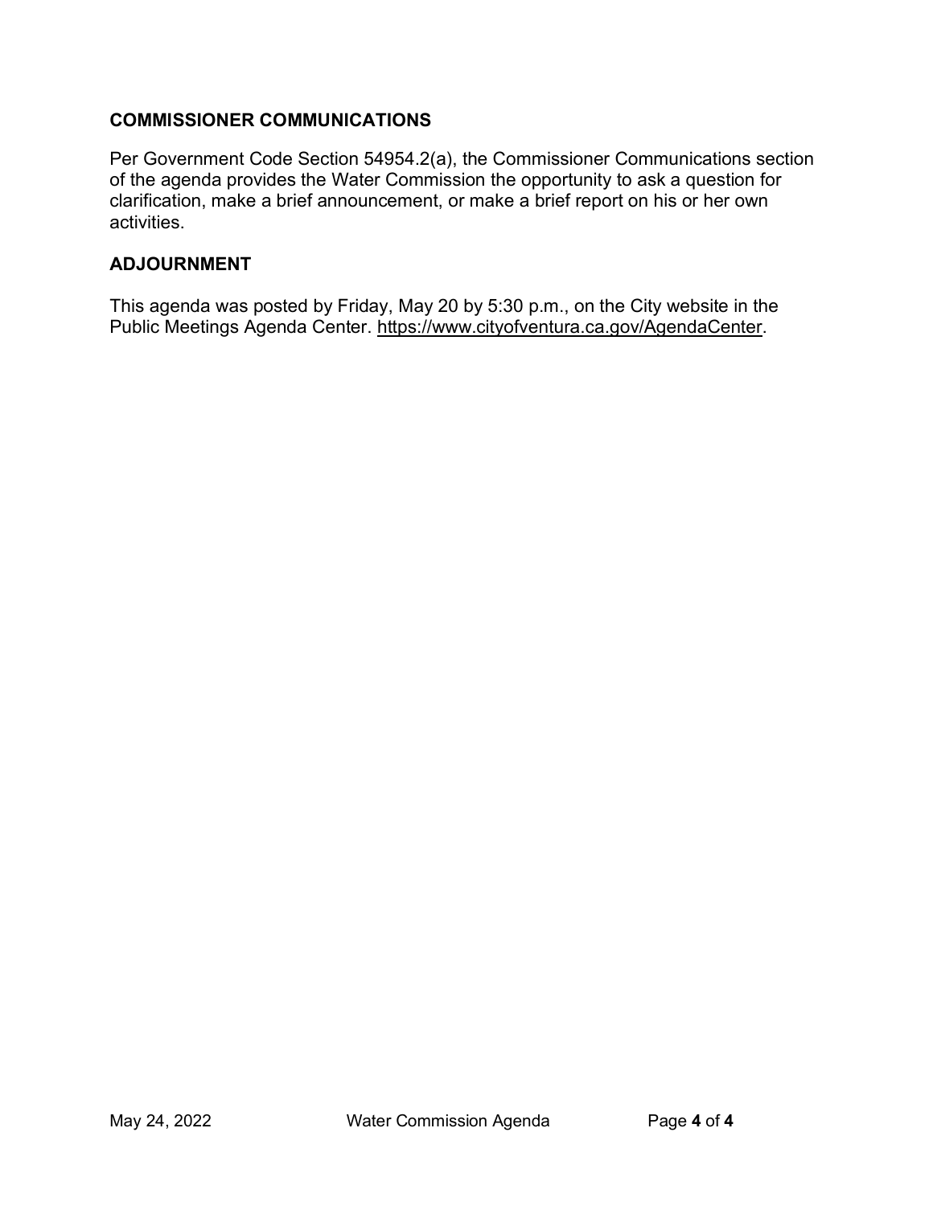## COMMISSIONER COMMUNICATIONS

Per Government Code Section 54954.2(a), the Commissioner Communications section of the agenda provides the Water Commission the opportunity to ask a question for clarification, make a brief announcement, or make a brief report on his or her own activities.

## ADJOURNMENT

This agenda was posted by Friday, May 20 by 5:30 p.m., on the City website in the Public Meetings Agenda Center. https://www.cityofventura.ca.gov/AgendaCenter.